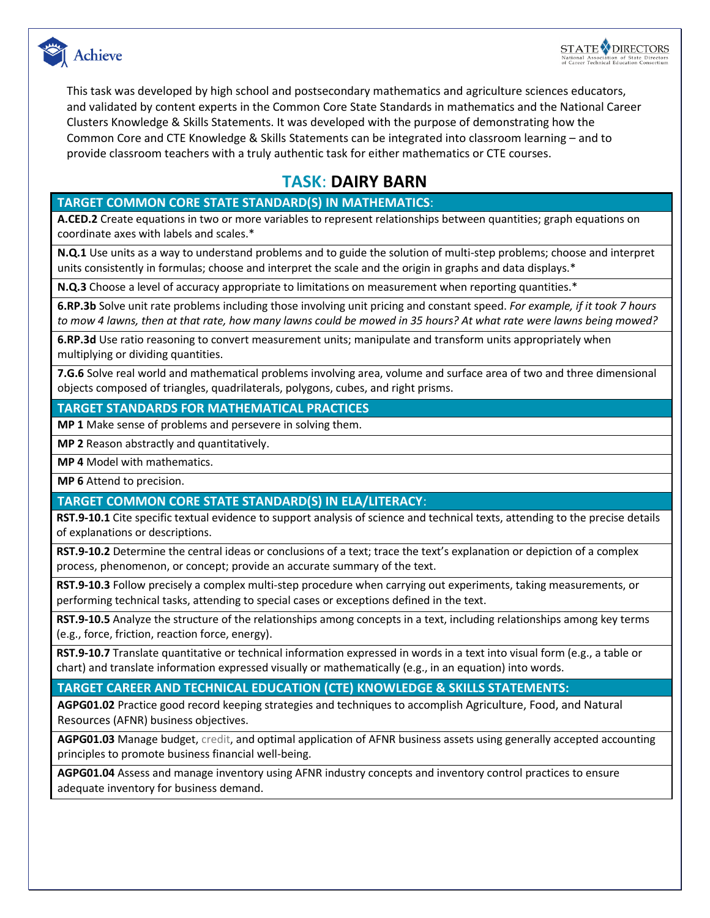This task was developed by high school and postsecondary mathematics and agriculture sciences educators, and validated by content experts in the Common Core State Standards in mathematics and the National Career Clusters Knowledge & Skills Statements. It was developed with the purpose of demonstrating how the Common Core and CTE Knowledge & Skills Statements can be integrated into classroom learning – and to provide classroom teachers with a truly authentic task for either mathematics or CTE courses.

# TASK: DAIRY BARN

## TARGET COMMON CORE STATE STANDARD(S) IN MATHEMATICS:

**A.CED.2** Create equations in two or more variables to represent relationships between quantities; graph equations on coordinate axes with labels and scales.*

**N.Q.1** Use units as a way to understand problems and to guide the solution of multi-step problems; choose and interpret units consistently in formulas; choose and interpret the scale and the origin in graphs and data displays.*

**N.Q.3** Choose a level of accuracy appropriate to limitations on measurement when reporting quantities.*

**6.RP.3b** Solve unit rate problems including those involving unit pricing and constant speed. *For example, if it took 7 hours to mow 4 lawns, then at that rate, how many lawns could be mowed in 35 hours? At what rate were lawns being mowed?*

**6.RP.3d** Use ratio reasoning to convert measurement units; manipulate and transform units appropriately when multiplying or dividing quantities.

**7.G.6** Solve real world and mathematical problems involving area, volume and surface area of two and three dimensional objects composed of triangles, quadrilaterals, polygons, cubes, and right prisms.

## TARGET STANDARDS FOR MATHEMATICAL PRACTICES

**MP 1** Make sense of problems and persevere in solving them.

**MP 2** Reason abstractly and quantitatively.

**MP 4** Model with mathematics.

**MP 6** Attend to precision.

## TARGET COMMON CORE STATE STANDARD(S) IN ELA/LITERACY:

**RST.9-10.1** Cite specific textual evidence to support analysis of science and technical texts, attending to the precise details of explanations or descriptions.

**RST.9-10.2** Determine the central ideas or conclusions of a text; trace the text's explanation or depiction of a complex process, phenomenon, or concept; provide an accurate summary of the text.

**RST.9-10.3** Follow precisely a complex multi-step procedure when carrying out experiments, taking measurements, or performing technical tasks, attending to special cases or exceptions defined in the text.

**RST.9-10.5** Analyze the structure of the relationships among concepts in a text, including relationships among key terms (e.g., force, friction, reaction force, energy).

**RST.9-10.7** Translate quantitative or technical information expressed in words in a text into visual form (e.g., a table or chart) and translate information expressed visually or mathematically (e.g., in an equation) into words.

## TARGET CAREER AND TECHNICAL EDUCATION (CTE) KNOWLEDGE & SKILLS STATEMENTS:

**AGPG01.02** Practice good record keeping strategies and techniques to accomplish Agriculture, Food, and Natural Resources (AFNR) business objectives.

**AGPG01.03** Manage budget, credit, and optimal application of AFNR business assets using generally accepted accounting principles to promote business financial well-being.

**AGPG01.04** Assess and manage inventory using AFNR industry concepts and inventory control practices to ensure adequate inventory for business demand.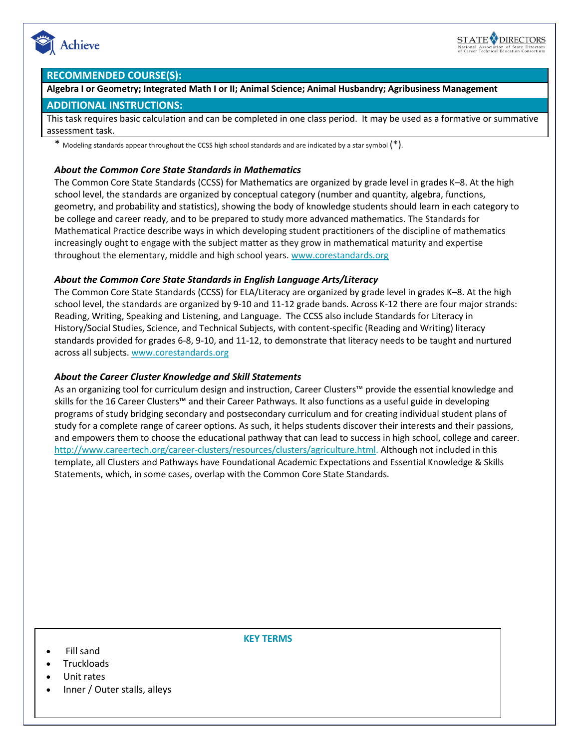## RECOMMENDED COURSE(S):

**Algebra I or Geometry; Integrated Math I or II; Animal Science; Animal Husbandry; Agribusiness Management**

## ADDITIONAL INSTRUCTIONS:

This task requires basic calculation and can be completed in one class period. It may be used as a formative or summative assessment task.

\* Modeling standards appear throughout the CCSS high school standards and are indicated by a star symbol (*).

### *About the Common Core State Standards in Mathematics*

The Common Core State Standards (CCSS) for Mathematics are organized by grade level in grades K–8. At the high school level, the standards are organized by conceptual category (number and quantity, algebra, functions, geometry, and probability and statistics), showing the body of knowledge students should learn in each category to be college and career ready, and to be prepared to study more advanced mathematics. The Standards for Mathematical Practice describe ways in which developing student practitioners of the discipline of mathematics increasingly ought to engage with the subject matter as they grow in mathematical maturity and expertise throughout the elementary, middle and high school years. www.corestandards.org

### *About the Common Core State Standards in English Language Arts/Literacy*

The Common Core State Standards (CCSS) for ELA/Literacy are organized by grade level in grades K–8. At the high school level, the standards are organized by 9-10 and 11-12 grade bands. Across K-12 there are four major strands: Reading, Writing, Speaking and Listening, and Language. The CCSS also include Standards for Literacy in History/Social Studies, Science, and Technical Subjects, with content-specific (Reading and Writing) literacy standards provided for grades 6-8, 9-10, and 11-12, to demonstrate that literacy needs to be taught and nurtured across all subjects. www.corestandards.org

### *About the Career Cluster Knowledge and Skill Statements*

As an organizing tool for curriculum design and instruction, Career Clusters™ provide the essential knowledge and skills for the 16 Career Clusters™ and their Career Pathways. It also functions as a useful guide in developing programs of study bridging secondary and postsecondary curriculum and for creating individual student plans of study for a complete range of career options. As such, it helps students discover their interests and their passions, and empowers them to choose the educational pathway that can lead to success in high school, college and career. http://www.careertech.org/career-clusters/resources/clusters/agriculture.html. Although not included in this template, all Clusters and Pathways have Foundational Academic Expectations and Essential Knowledge & Skills Statements, which, in some cases, overlap with the Common Core State Standards.

### KEY TERMS

- Fill sand
- Truckloads
- Unit rates
- Inner / Outer stalls, alleys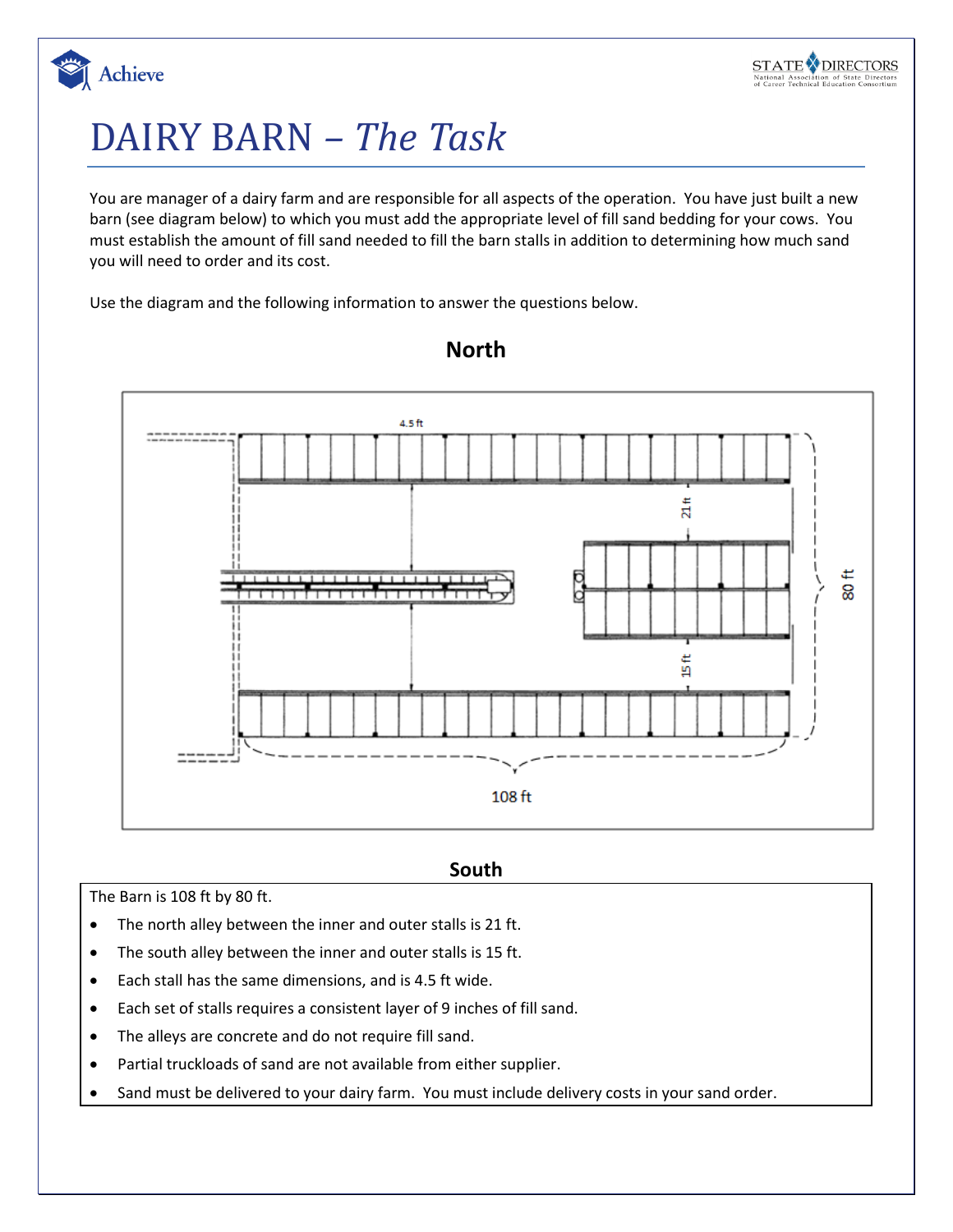# DAIRY BARN – *The Task*

You are manager of a dairy farm and are responsible for all aspects of the operation. You have just built a new barn (see diagram below) to which you must add the appropriate level of fill sand bedding for your cows. You must establish the amount of fill sand needed to fill the barn stalls in addition to determining how much sand you will need to order and its cost.

Use the diagram and the following information to answer the questions below.

**North**

4.5 ft

21 ft

80 ft

15 ft

108 ft

**South**

The Barn is 108 ft by 80 ft.

- The north alley between the inner and outer stalls is 21 ft.
- The south alley between the inner and outer stalls is 15 ft.
- Each stall has the same dimensions, and is 4.5 ft wide.
- Each set of stalls requires a consistent layer of 9 inches of fill sand.
- The alleys are concrete and do not require fill sand.
- Partial truckloads of sand are not available from either supplier.
- Sand must be delivered to your dairy farm. You must include delivery costs in your sand order.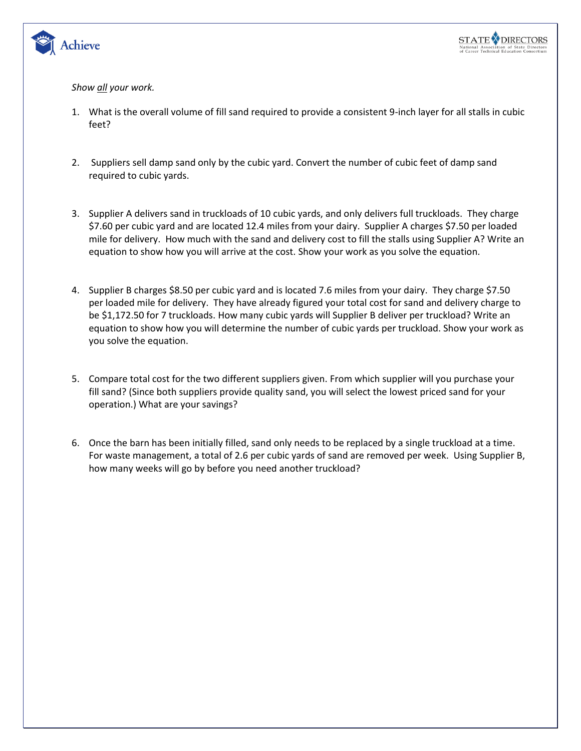*Show all your work.*

1. What is the overall volume of fill sand required to provide a consistent 9-inch layer for all stalls in cubic feet?

2. Suppliers sell damp sand only by the cubic yard. Convert the number of cubic feet of damp sand required to cubic yards.

3. Supplier A delivers sand in truckloads of 10 cubic yards, and only delivers full truckloads. They charge $7.60 per cubic yard and are located 12.4 miles from your dairy. Supplier A charges $7.50 per loaded mile for delivery. How much with the sand and delivery cost to fill the stalls using Supplier A? Write an equation to show how you will arrive at the cost. Show your work as you solve the equation.

4. Supplier B charges $8.50 per cubic yard and is located 7.6 miles from your dairy. They charge $7.50 per loaded mile for delivery. They have already figured your total cost for sand and delivery charge to be $1,172.50 for 7 truckloads. How many cubic yards will Supplier B deliver per truckload? Write an equation to show how you will determine the number of cubic yards per truckload. Show your work as you solve the equation.

5. Compare total cost for the two different suppliers given. From which supplier will you purchase your fill sand? (Since both suppliers provide quality sand, you will select the lowest priced sand for your operation.) What are your savings?

6. Once the barn has been initially filled, sand only needs to be replaced by a single truckload at a time. For waste management, a total of 2.6 per cubic yards of sand are removed per week. Using Supplier B, how many weeks will go by before you need another truckload?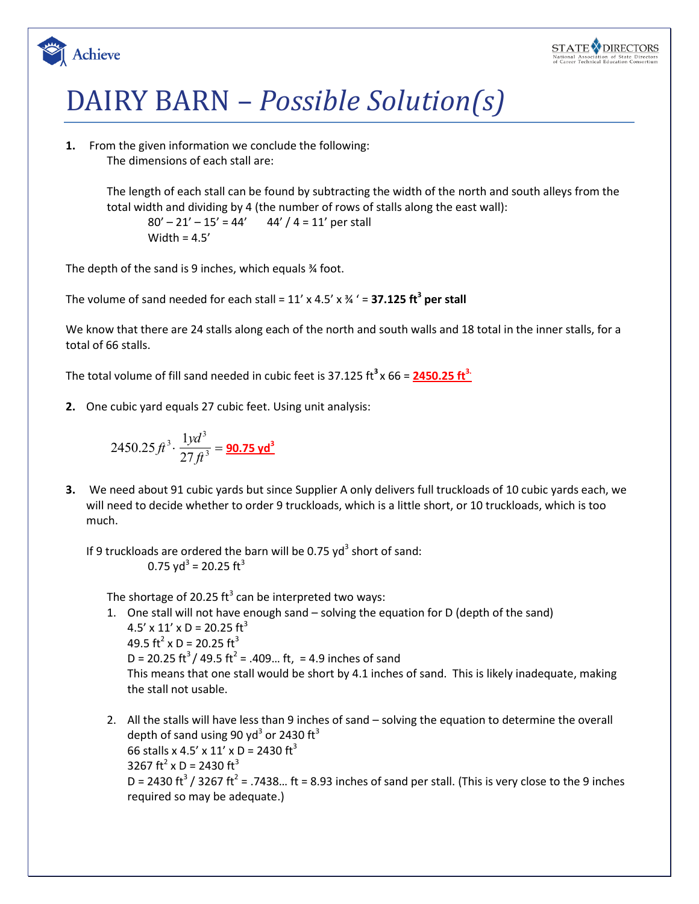# DAIRY BARN – *Possible Solution(s)*

**1.** From the given information we conclude the following:

The dimensions of each stall are:

The length of each stall can be found by subtracting the width of the north and south alleys from the total width and dividing by 4 (the number of rows of stalls along the east wall):

80' – 21' – 15' = 44'   44' / 4 = 11' per stall

Width = 4.5'

The depth of the sand is 9 inches, which equals ¾ foot.

The volume of sand needed for each stall = 11' x 4.5' x ¾ ' = **37.125 $ft^3$ per stall**

We know that there are 24 stalls along each of the north and south walls and 18 total in the inner stalls, for a total of 66 stalls.

The total volume of fill sand needed in cubic feet is 37.125 $ft^3$ x 66 = **2450.25 $ft^3$.**

**2.** One cubic yard equals 27 cubic feet. Using unit analysis:

$$2450.25\,ft^3 \cdot \frac{1yd^3}{27\,ft^3} = \mathbf{90.75\ yd^3}$$

**3.** We need about 91 cubic yards but since Supplier A only delivers full truckloads of 10 cubic yards each, we will need to decide whether to order 9 truckloads, which is a little short, or 10 truckloads, which is too much.

If 9 truckloads are ordered the barn will be 0.75 $yd^3$ short of sand:

0.75 $yd^3$ = 20.25 $ft^3$

The shortage of 20.25 $ft^3$ can be interpreted two ways:

1. One stall will not have enough sand – solving the equation for D (depth of the sand)
   4.5' x 11' x D = 20.25 $ft^3$
   49.5 $ft^2$ x D = 20.25 $ft^3$
   D = 20.25 $ft^3$ / 49.5 $ft^2$ = .409… ft, = 4.9 inches of sand
   This means that one stall would be short by 4.1 inches of sand. This is likely inadequate, making the stall not usable.

2. All the stalls will have less than 9 inches of sand – solving the equation to determine the overall depth of sand using 90 $yd^3$ or 2430 $ft^3$
   66 stalls x 4.5' x 11' x D = 2430 $ft^3$
   3267 $ft^2$ x D = 2430 $ft^3$
   D = 2430 $ft^3$ / 3267 $ft^2$ = .7438… ft = 8.93 inches of sand per stall. (This is very close to the 9 inches required so may be adequate.)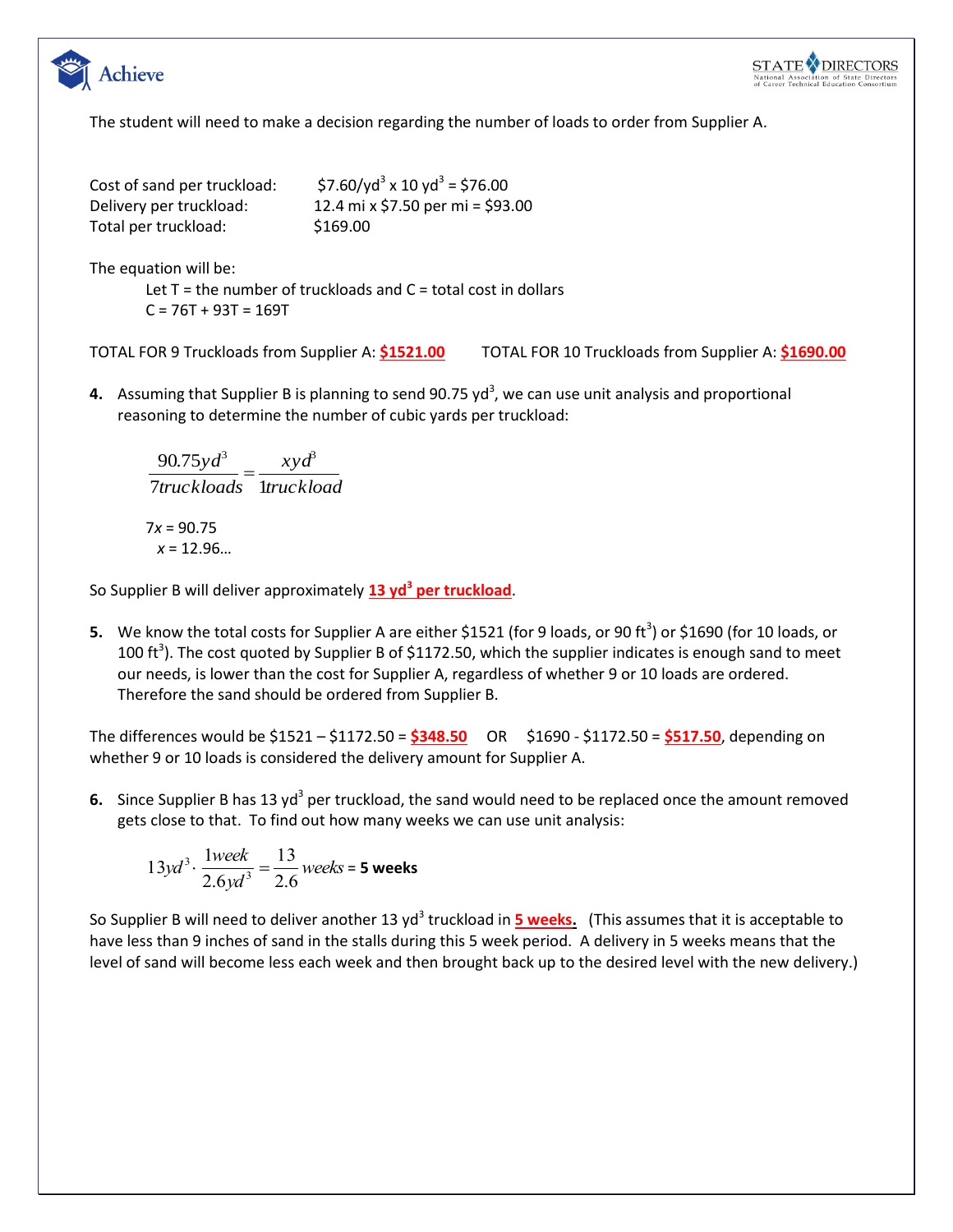The student will need to make a decision regarding the number of loads to order from Supplier A.

Cost of sand per truckload: $\$7.60/yd^3 \times 10\ yd^3 = \$76.00$
Delivery per truckload: 12.4 mi x \$7.50 per mi = \$93.00
Total per truckload: \$169.00

The equation will be:

Let T = the number of truckloads and C = total cost in dollars
$C = 76T + 93T = 169T$

TOTAL FOR 9 Truckloads from Supplier A: **\$1521.00**  TOTAL FOR 10 Truckloads from Supplier A: **\$1690.00**

**4.** Assuming that Supplier B is planning to send $90.75\ yd^3$, we can use unit analysis and proportional reasoning to determine the number of cubic yards per truckload:

$$\frac{90.75yd^3}{7truckloads} = \frac{xyd^3}{1truckload}$$

$7x = 90.75$
$x = 12.96\ldots$

So Supplier B will deliver approximately **13 $yd^3$ per truckload**.

**5.** We know the total costs for Supplier A are either \$1521 (for 9 loads, or $90\ ft^3$) or \$1690 (for 10 loads, or $100\ ft^3$). The cost quoted by Supplier B of \$1172.50, which the supplier indicates is enough sand to meet our needs, is lower than the cost for Supplier A, regardless of whether 9 or 10 loads are ordered. Therefore the sand should be ordered from Supplier B.

The differences would be \$1521 – \$1172.50 = **\$348.50** OR \$1690 - \$1172.50 = **\$517.50**, depending on whether 9 or 10 loads is considered the delivery amount for Supplier A.

**6.** Since Supplier B has $13\ yd^3$ per truckload, the sand would need to be replaced once the amount removed gets close to that. To find out how many weeks we can use unit analysis:

$$13yd^3 \cdot \frac{1week}{2.6yd^3} = \frac{13}{2.6}weeks = \textbf{5 weeks}$$

So Supplier B will need to deliver another $13\ yd^3$ truckload in **5 weeks.** (This assumes that it is acceptable to have less than 9 inches of sand in the stalls during this 5 week period. A delivery in 5 weeks means that the level of sand will become less each week and then brought back up to the desired level with the new delivery.)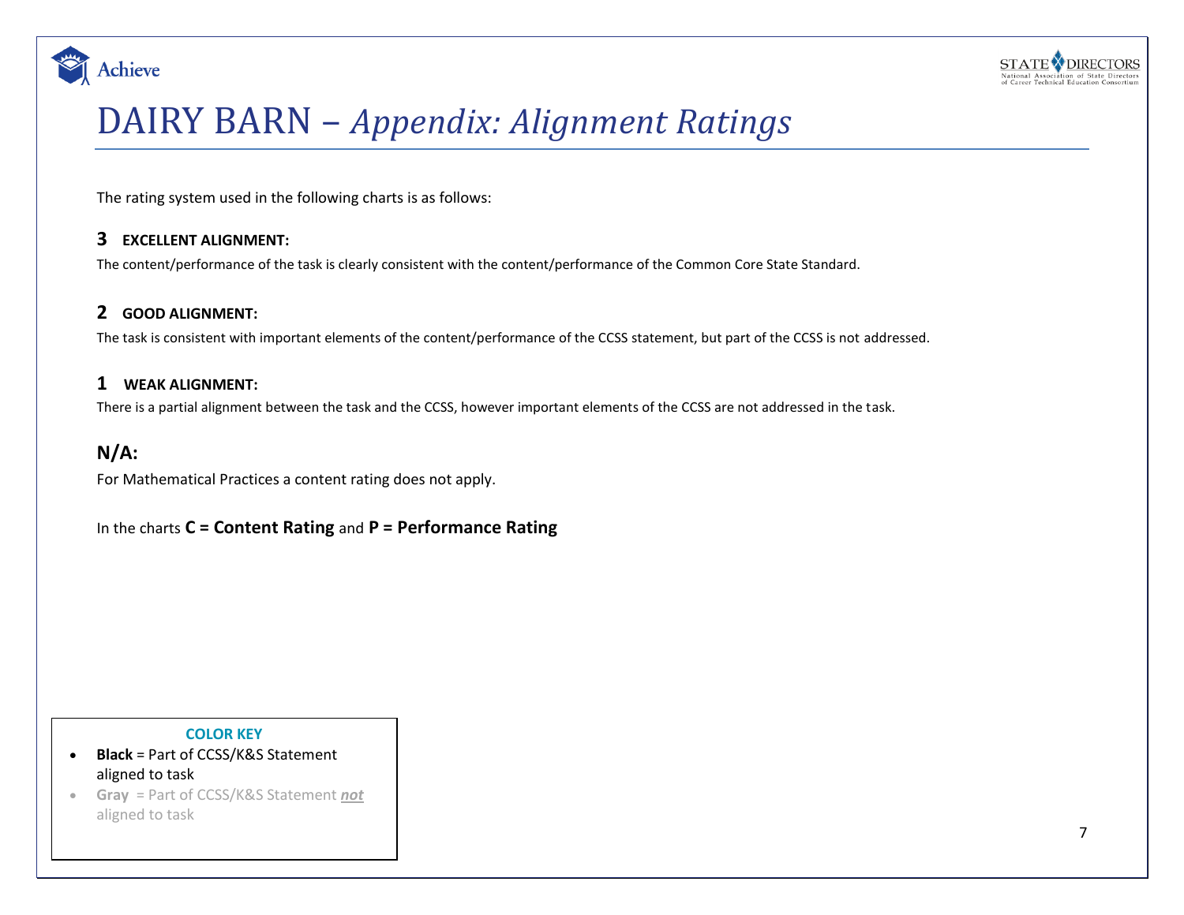# DAIRY BARN – *Appendix: Alignment Ratings*

The rating system used in the following charts is as follows:

**3 EXCELLENT ALIGNMENT:**

The content/performance of the task is clearly consistent with the content/performance of the Common Core State Standard.

**2 GOOD ALIGNMENT:**

The task is consistent with important elements of the content/performance of the CCSS statement, but part of the CCSS is not addressed.

**1 WEAK ALIGNMENT:**

There is a partial alignment between the task and the CCSS, however important elements of the CCSS are not addressed in the task.

**N/A:**

For Mathematical Practices a content rating does not apply.

In the charts **C = Content Rating** and **P = Performance Rating**

**COLOR KEY**

- **Black** = Part of CCSS/K&S Statement aligned to task
- **Gray** = Part of CCSS/K&S Statement ***not*** aligned to task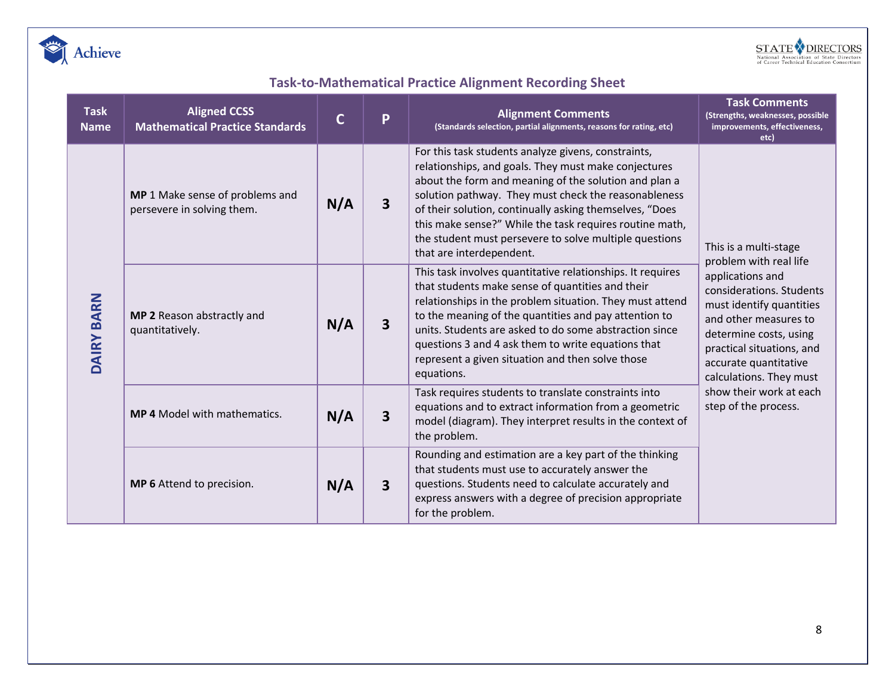## Task-to-Mathematical Practice Alignment Recording Sheet

| Task Name | Aligned CCSS Mathematical Practice Standards | C | P | Alignment Comments (Standards selection, partial alignments, reasons for rating, etc) | Task Comments (Strengths, weaknesses, possible improvements, effectiveness, etc) |
|---|---|---|---|---|---|
| DAIRY BARN | **MP** 1 Make sense of problems and persevere in solving them. | N/A | 3 | For this task students analyze givens, constraints, relationships, and goals. They must make conjectures about the form and meaning of the solution and plan a solution pathway. They must check the reasonableness of their solution, continually asking themselves, "Does this make sense?" While the task requires routine math, the student must persevere to solve multiple questions that are interdependent. | This is a multi-stage problem with real life applications and considerations. Students must identify quantities and other measures to determine costs, using practical situations, and accurate quantitative calculations. They must show their work at each step of the process. |
| | **MP 2** Reason abstractly and quantitatively. | N/A | 3 | This task involves quantitative relationships. It requires that students make sense of quantities and their relationships in the problem situation. They must attend to the meaning of the quantities and pay attention to units. Students are asked to do some abstraction since questions 3 and 4 ask them to write equations that represent a given situation and then solve those equations. | |
| | **MP 4** Model with mathematics. | N/A | 3 | Task requires students to translate constraints into equations and to extract information from a geometric model (diagram). They interpret results in the context of the problem. | |
| | **MP 6** Attend to precision. | N/A | 3 | Rounding and estimation are a key part of the thinking that students must use to accurately answer the questions. Students need to calculate accurately and express answers with a degree of precision appropriate for the problem. | |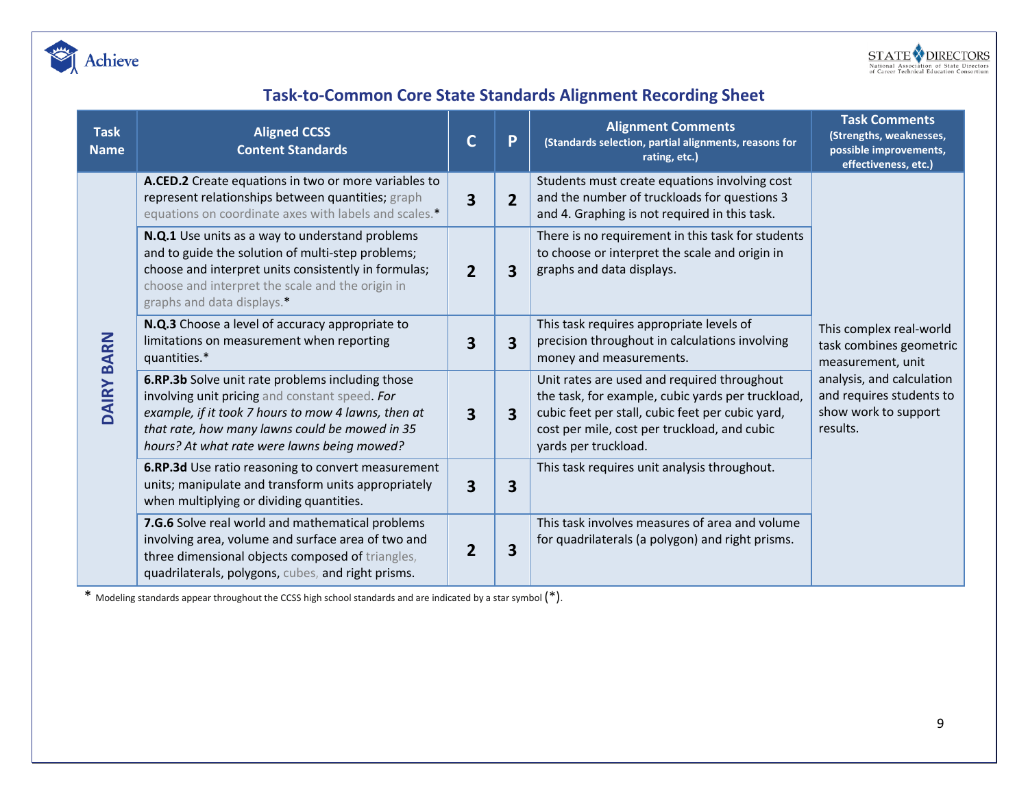## Task-to-Common Core State Standards Alignment Recording Sheet

| Task Name | Aligned CCSS Content Standards | C | P | Alignment Comments (Standards selection, partial alignments, reasons for rating, etc.) | Task Comments (Strengths, weaknesses, possible improvements, effectiveness, etc.) |
|---|---|---|---|---|---|
| DAIRY BARN | **A.CED.2** Create equations in two or more variables to represent relationships between quantities; graph equations on coordinate axes with labels and scales.* | 3 | 2 | Students must create equations involving cost and the number of truckloads for questions 3 and 4. Graphing is not required in this task. | This complex real-world task combines geometric measurement, unit analysis, and calculation and requires students to show work to support results. |
| | **N.Q.1** Use units as a way to understand problems and to guide the solution of multi-step problems; choose and interpret units consistently in formulas; choose and interpret the scale and the origin in graphs and data displays.* | 2 | 3 | There is no requirement in this task for students to choose or interpret the scale and origin in graphs and data displays. | |
| | **N.Q.3** Choose a level of accuracy appropriate to limitations on measurement when reporting quantities.* | 3 | 3 | This task requires appropriate levels of precision throughout in calculations involving money and measurements. | |
| | **6.RP.3b** Solve unit rate problems including those involving unit pricing and constant speed. *For example, if it took 7 hours to mow 4 lawns, then at that rate, how many lawns could be mowed in 35 hours? At what rate were lawns being mowed?* | 3 | 3 | Unit rates are used and required throughout the task, for example, cubic yards per truckload, cubic feet per stall, cubic feet per cubic yard, cost per mile, cost per truckload, and cubic yards per truckload. | |
| | **6.RP.3d** Use ratio reasoning to convert measurement units; manipulate and transform units appropriately when multiplying or dividing quantities. | 3 | 3 | This task requires unit analysis throughout. | |
| | **7.G.6** Solve real world and mathematical problems involving area, volume and surface area of two and three dimensional objects composed of triangles, quadrilaterals, polygons, cubes, and right prisms. | 2 | 3 | This task involves measures of area and volume for quadrilaterals (a polygon) and right prisms. | |

* Modeling standards appear throughout the CCSS high school standards and are indicated by a star symbol (*).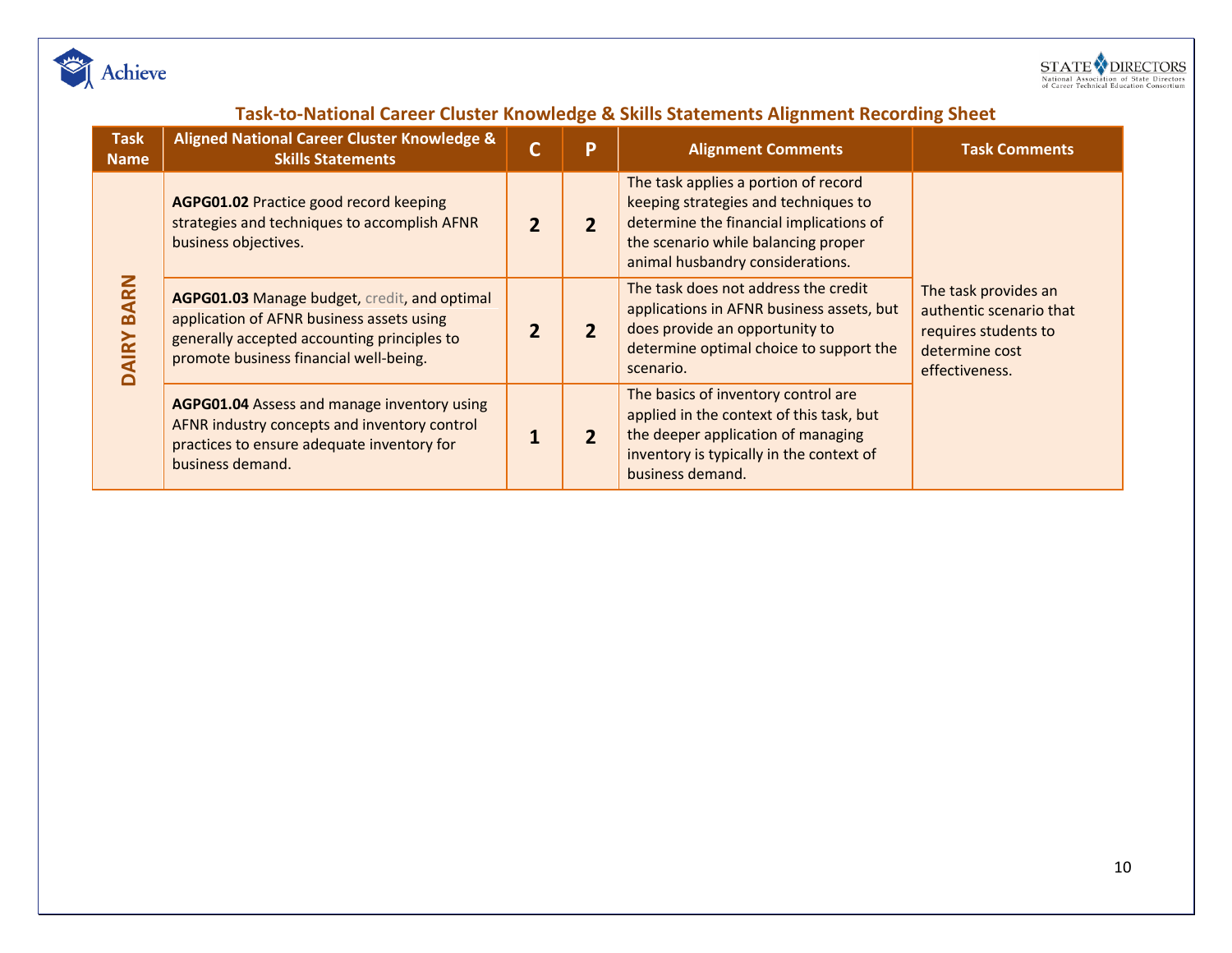## Task-to-National Career Cluster Knowledge & Skills Statements Alignment Recording Sheet

| Task Name | Aligned National Career Cluster Knowledge & Skills Statements | C | P | Alignment Comments | Task Comments |
|---|---|---|---|---|---|
| DAIRY BARN | **AGPG01.02** Practice good record keeping strategies and techniques to accomplish AFNR business objectives. | 2 | 2 | The task applies a portion of record keeping strategies and techniques to determine the financial implications of the scenario while balancing proper animal husbandry considerations. | The task provides an authentic scenario that requires students to determine cost effectiveness. |
| | **AGPG01.03** Manage budget, credit, and optimal application of AFNR business assets using generally accepted accounting principles to promote business financial well-being. | 2 | 2 | The task does not address the credit applications in AFNR business assets, but does provide an opportunity to determine optimal choice to support the scenario. | |
| | **AGPG01.04** Assess and manage inventory using AFNR industry concepts and inventory control practices to ensure adequate inventory for business demand. | 1 | 2 | The basics of inventory control are applied in the context of this task, but the deeper application of managing inventory is typically in the context of business demand. | |